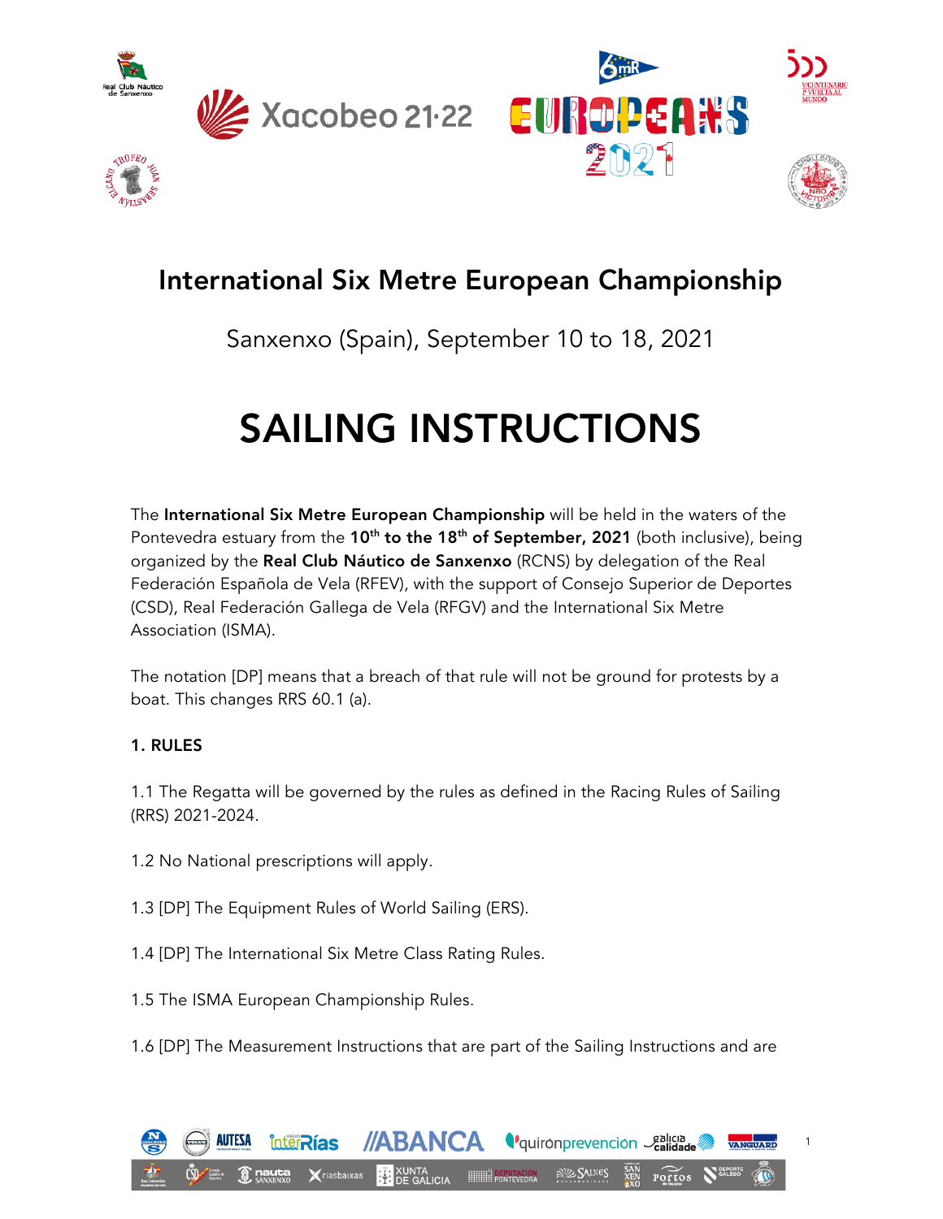# International Six Metre European Championship

Sanxenxo (Spain), September 10 to 18, 2021

# SAILING INSTRUCTIONS

The **International Six Metre European Championship** will be held in the waters of the Pontevedra estuary from the **10th to the 18th of September, 2021** (both inclusive), being organized by the **Real Club Náutico de Sanxenxo** (RCNS) by delegation of the Real Federación Española de Vela (RFEV), with the support of Consejo Superior de Deportes (CSD), Real Federación Gallega de Vela (RFGV) and the International Six Metre Association (ISMA).

The notation [DP] means that a breach of that rule will not be ground for protests by a boat. This changes RRS 60.1 (a).

### 1. RULES

1.1 The Regatta will be governed by the rules as defined in the Racing Rules of Sailing (RRS) 2021-2024.

1.2 No National prescriptions will apply.

1.3 [DP] The Equipment Rules of World Sailing (ERS).

1.4 [DP] The International Six Metre Class Rating Rules.

1.5 The ISMA European Championship Rules.

1.6 [DP] The Measurement Instructions that are part of the Sailing Instructions and are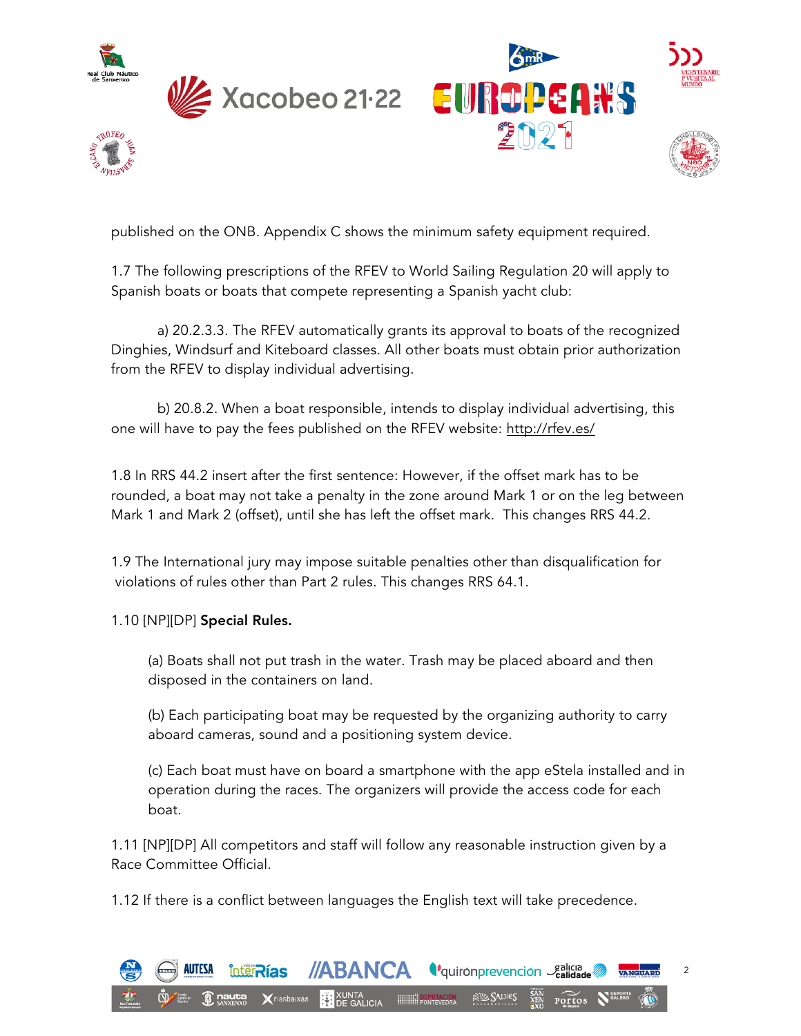published on the ONB. Appendix C shows the minimum safety equipment required.

1.7 The following prescriptions of the RFEV to World Sailing Regulation 20 will apply to Spanish boats or boats that compete representing a Spanish yacht club:

a) 20.2.3.3. The RFEV automatically grants its approval to boats of the recognized Dinghies, Windsurf and Kiteboard classes. All other boats must obtain prior authorization from the RFEV to display individual advertising.

b) 20.8.2. When a boat responsible, intends to display individual advertising, this one will have to pay the fees published on the RFEV website: http://rfev.es/

1.8 In RRS 44.2 insert after the first sentence: However, if the offset mark has to be rounded, a boat may not take a penalty in the zone around Mark 1 or on the leg between Mark 1 and Mark 2 (offset), until she has left the offset mark. This changes RRS 44.2.

1.9 The International jury may impose suitable penalties other than disqualification for violations of rules other than Part 2 rules. This changes RRS 64.1.

1.10 [NP][DP] **Special Rules.**

(a) Boats shall not put trash in the water. Trash may be placed aboard and then disposed in the containers on land.

(b) Each participating boat may be requested by the organizing authority to carry aboard cameras, sound and a positioning system device.

(c) Each boat must have on board a smartphone with the app eStela installed and in operation during the races. The organizers will provide the access code for each boat.

1.11 [NP][DP] All competitors and staff will follow any reasonable instruction given by a Race Committee Official.

1.12 If there is a conflict between languages the English text will take precedence.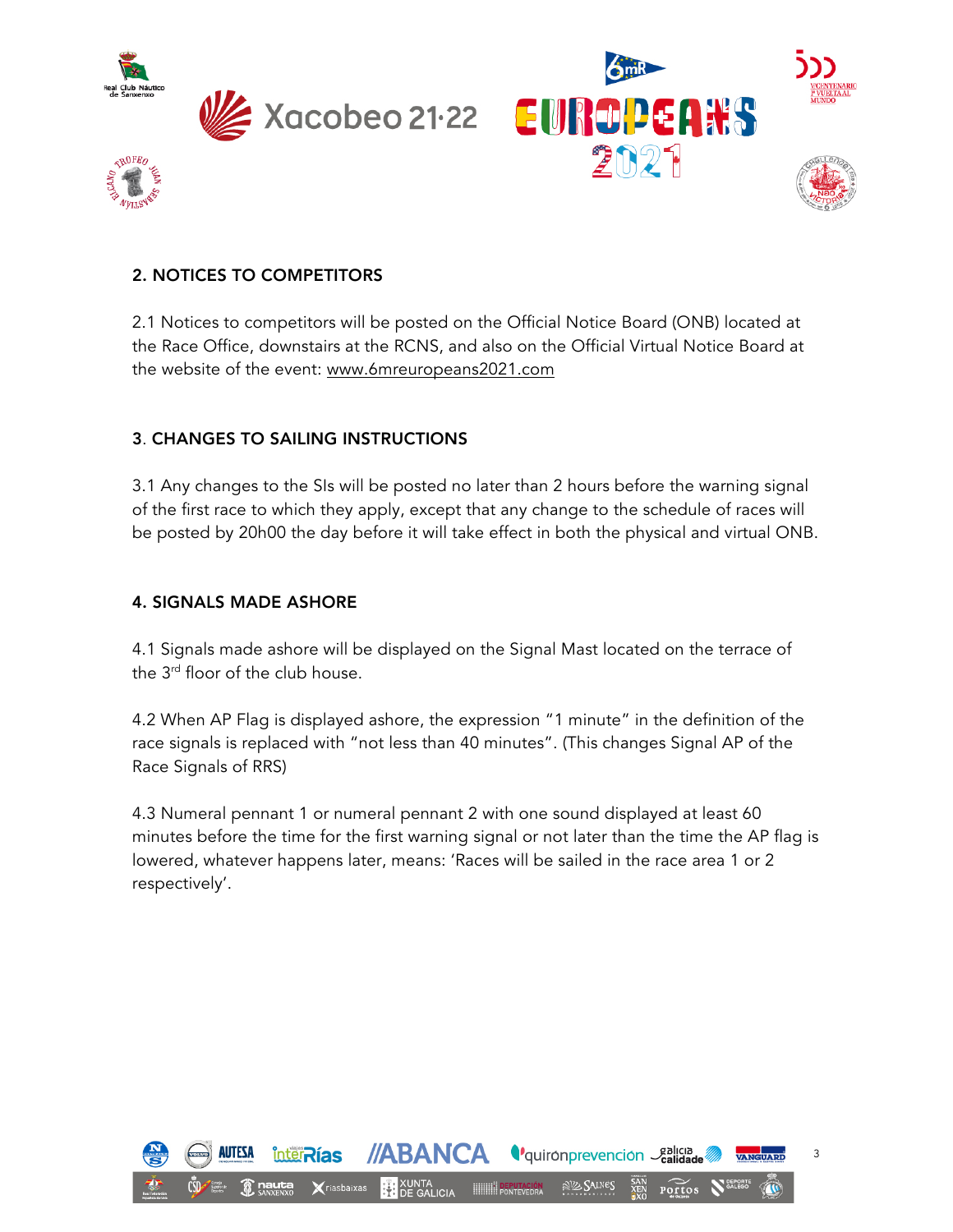## 2. NOTICES TO COMPETITORS

2.1 Notices to competitors will be posted on the Official Notice Board (ONB) located at the Race Office, downstairs at the RCNS, and also on the Official Virtual Notice Board at the website of the event: www.6mreuropeans2021.com

## 3. CHANGES TO SAILING INSTRUCTIONS

3.1 Any changes to the SIs will be posted no later than 2 hours before the warning signal of the first race to which they apply, except that any change to the schedule of races will be posted by 20h00 the day before it will take effect in both the physical and virtual ONB.

## 4. SIGNALS MADE ASHORE

4.1 Signals made ashore will be displayed on the Signal Mast located on the terrace of the 3rd floor of the club house.

4.2 When AP Flag is displayed ashore, the expression "1 minute" in the definition of the race signals is replaced with "not less than 40 minutes". (This changes Signal AP of the Race Signals of RRS)

4.3 Numeral pennant 1 or numeral pennant 2 with one sound displayed at least 60 minutes before the time for the first warning signal or not later than the time the AP flag is lowered, whatever happens later, means: 'Races will be sailed in the race area 1 or 2 respectively'.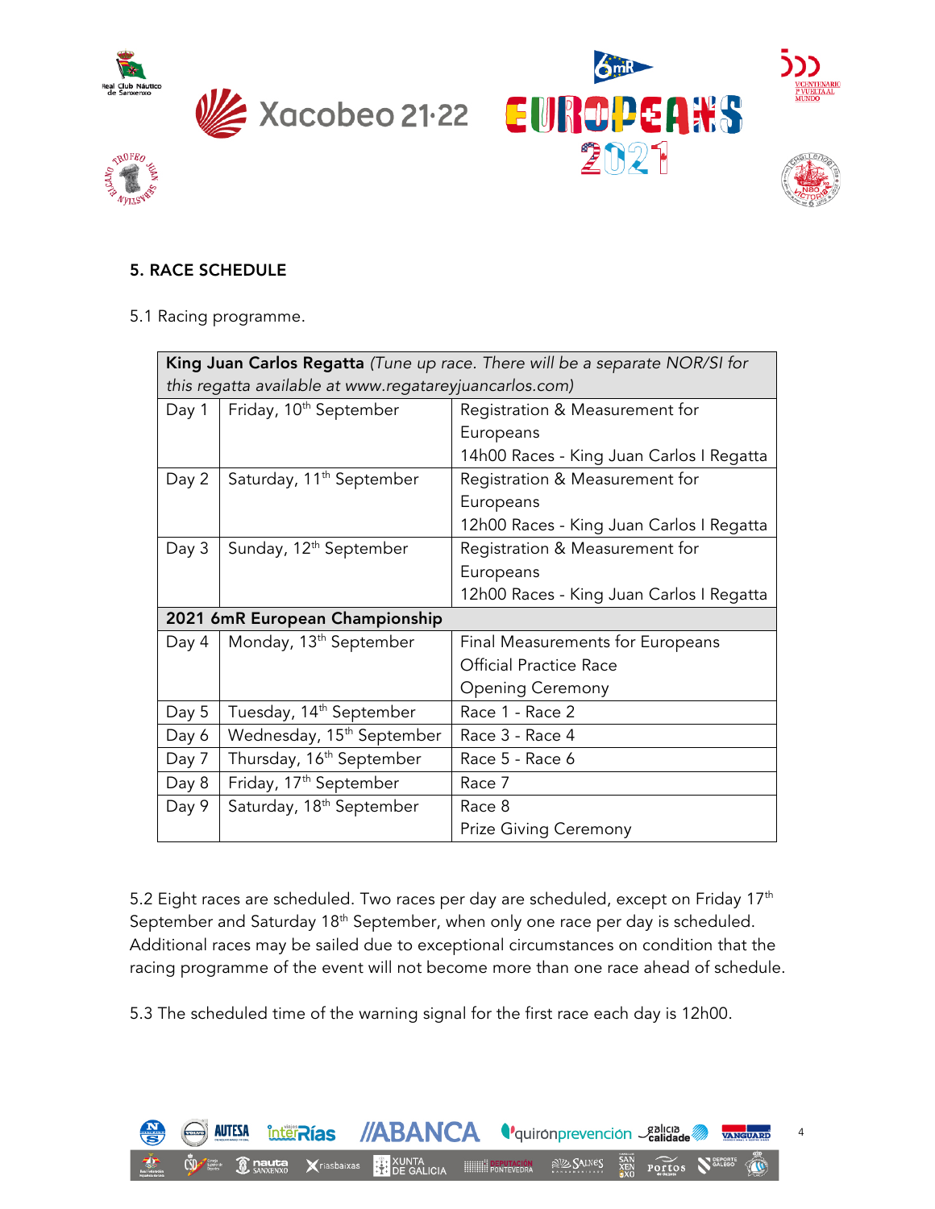## 5. RACE SCHEDULE

5.1 Racing programme.

| **King Juan Carlos Regatta** *(Tune up race. There will be a separate NOR/SI for this regatta available at www.regatareyjuancarlos.com)* | | |
|---|---|---|
| Day 1 | Friday, 10th September | Registration & Measurement for Europeans<br>14h00 Races - King Juan Carlos I Regatta |
| Day 2 | Saturday, 11th September | Registration & Measurement for Europeans<br>12h00 Races - King Juan Carlos I Regatta |
| Day 3 | Sunday, 12th September | Registration & Measurement for Europeans<br>12h00 Races - King Juan Carlos I Regatta |
| **2021 6mR European Championship** | | |
| Day 4 | Monday, 13th September | Final Measurements for Europeans<br>Official Practice Race<br>Opening Ceremony |
| Day 5 | Tuesday, 14th September | Race 1 - Race 2 |
| Day 6 | Wednesday, 15th September | Race 3 - Race 4 |
| Day 7 | Thursday, 16th September | Race 5 - Race 6 |
| Day 8 | Friday, 17th September | Race 7 |
| Day 9 | Saturday, 18th September | Race 8<br>Prize Giving Ceremony |

5.2 Eight races are scheduled. Two races per day are scheduled, except on Friday 17th September and Saturday 18th September, when only one race per day is scheduled. Additional races may be sailed due to exceptional circumstances on condition that the racing programme of the event will not become more than one race ahead of schedule.

5.3 The scheduled time of the warning signal for the first race each day is 12h00.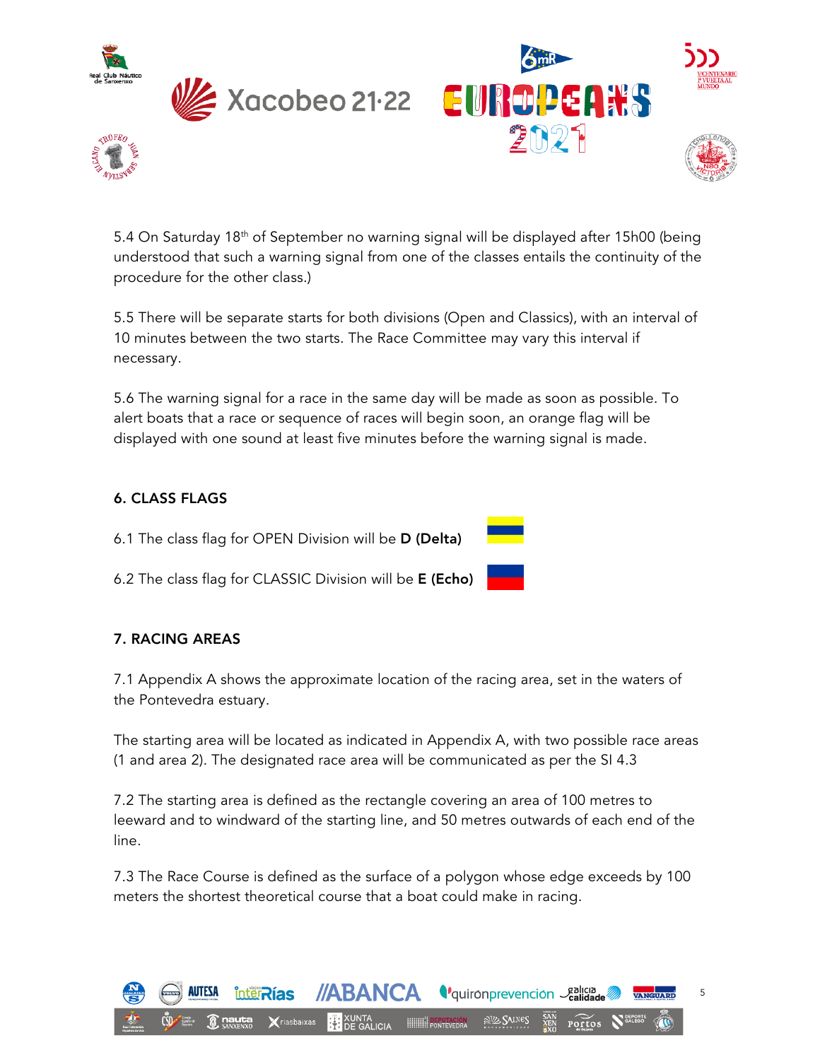5.4 On Saturday 18th of September no warning signal will be displayed after 15h00 (being understood that such a warning signal from one of the classes entails the continuity of the procedure for the other class.)

5.5 There will be separate starts for both divisions (Open and Classics), with an interval of 10 minutes between the two starts. The Race Committee may vary this interval if necessary.

5.6 The warning signal for a race in the same day will be made as soon as possible. To alert boats that a race or sequence of races will begin soon, an orange flag will be displayed with one sound at least five minutes before the warning signal is made.

## 6. CLASS FLAGS

6.1 The class flag for OPEN Division will be **D (Delta)**

6.2 The class flag for CLASSIC Division will be **E (Echo)**

## 7. RACING AREAS

7.1 Appendix A shows the approximate location of the racing area, set in the waters of the Pontevedra estuary.

The starting area will be located as indicated in Appendix A, with two possible race areas (1 and area 2). The designated race area will be communicated as per the SI 4.3

7.2 The starting area is defined as the rectangle covering an area of 100 metres to leeward and to windward of the starting line, and 50 metres outwards of each end of the line.

7.3 The Race Course is defined as the surface of a polygon whose edge exceeds by 100 meters the shortest theoretical course that a boat could make in racing.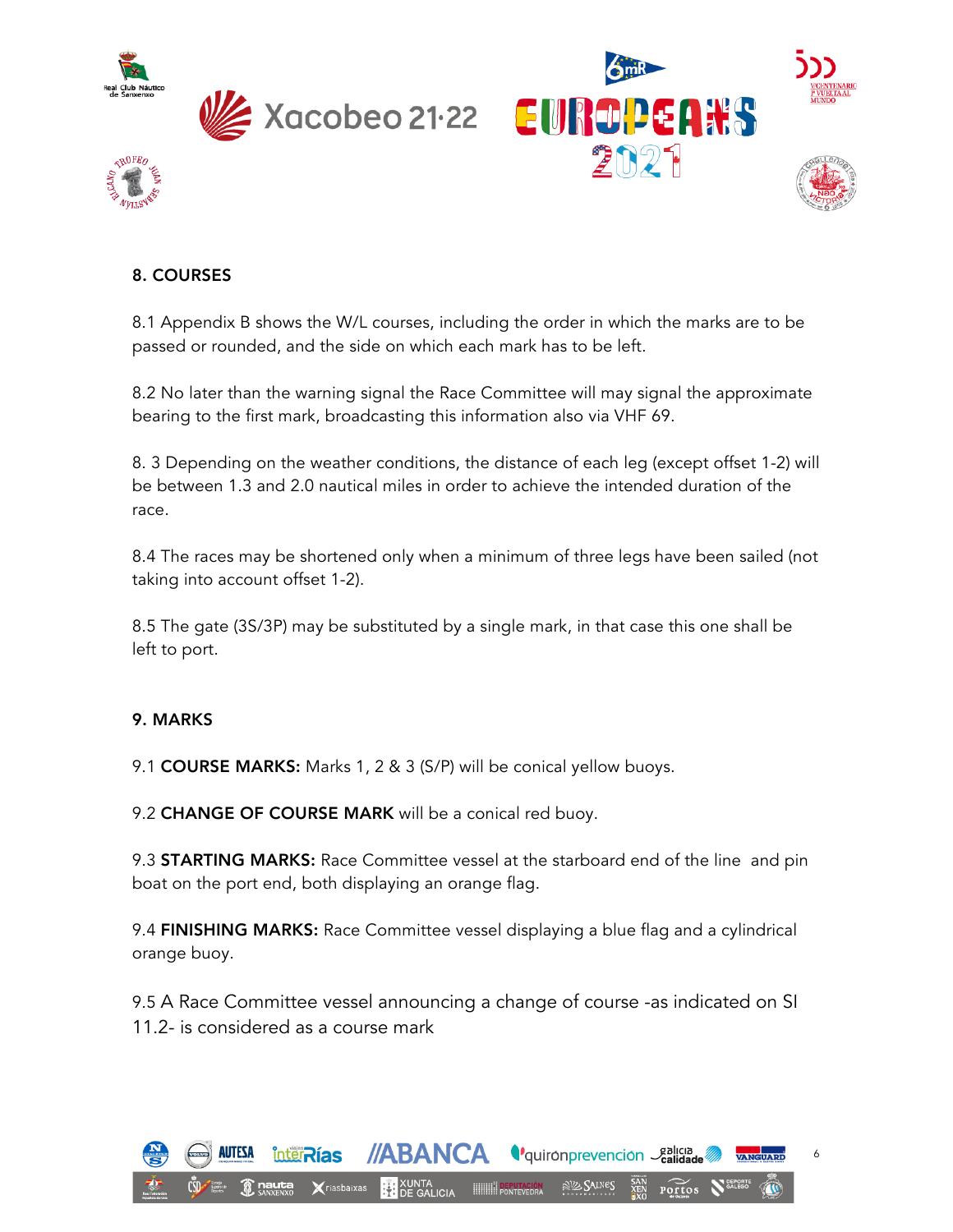## 8. COURSES

8.1 Appendix B shows the W/L courses, including the order in which the marks are to be passed or rounded, and the side on which each mark has to be left.

8.2 No later than the warning signal the Race Committee will may signal the approximate bearing to the first mark, broadcasting this information also via VHF 69.

8. 3 Depending on the weather conditions, the distance of each leg (except offset 1-2) will be between 1.3 and 2.0 nautical miles in order to achieve the intended duration of the race.

8.4 The races may be shortened only when a minimum of three legs have been sailed (not taking into account offset 1-2).

8.5 The gate (3S/3P) may be substituted by a single mark, in that case this one shall be left to port.

## 9. MARKS

9.1 **COURSE MARKS:** Marks 1, 2 & 3 (S/P) will be conical yellow buoys.

9.2 **CHANGE OF COURSE MARK** will be a conical red buoy.

9.3 **STARTING MARKS:** Race Committee vessel at the starboard end of the line and pin boat on the port end, both displaying an orange flag.

9.4 **FINISHING MARKS:** Race Committee vessel displaying a blue flag and a cylindrical orange buoy.

9.5 A Race Committee vessel announcing a change of course -as indicated on SI 11.2- is considered as a course mark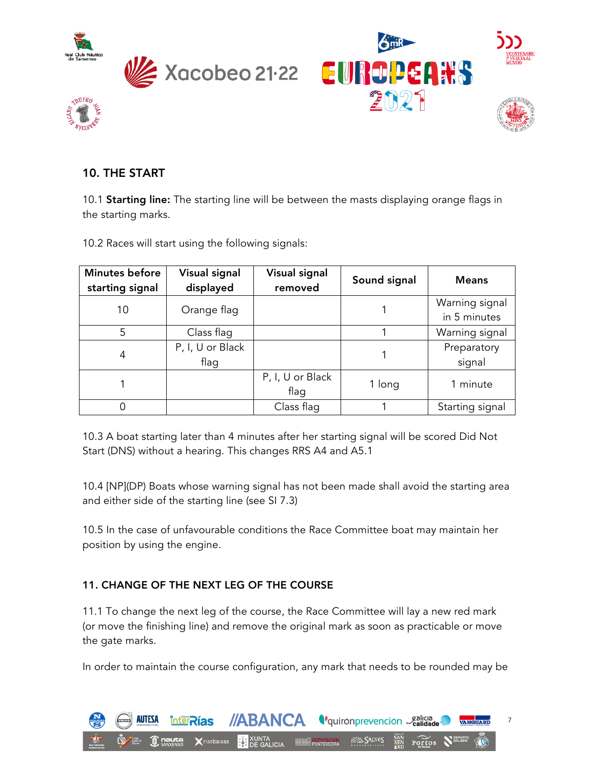## 10. THE START

10.1 **Starting line:** The starting line will be between the masts displaying orange flags in the starting marks.

10.2 Races will start using the following signals:

| Minutes before starting signal | Visual signal displayed | Visual signal removed | Sound signal | Means |
|---|---|---|---|---|
| 10 | Orange flag | | 1 | Warning signal in 5 minutes |
| 5 | Class flag | | 1 | Warning signal |
| 4 | P, I, U or Black flag | | 1 | Preparatory signal |
| 1 | | P, I, U or Black flag | 1 long | 1 minute |
| 0 | | Class flag | 1 | Starting signal |

10.3 A boat starting later than 4 minutes after her starting signal will be scored Did Not Start (DNS) without a hearing. This changes RRS A4 and A5.1

10.4 [NP](DP) Boats whose warning signal has not been made shall avoid the starting area and either side of the starting line (see SI 7.3)

10.5 In the case of unfavourable conditions the Race Committee boat may maintain her position by using the engine.

## 11. CHANGE OF THE NEXT LEG OF THE COURSE

11.1 To change the next leg of the course, the Race Committee will lay a new red mark (or move the finishing line) and remove the original mark as soon as practicable or move the gate marks.

In order to maintain the course configuration, any mark that needs to be rounded may be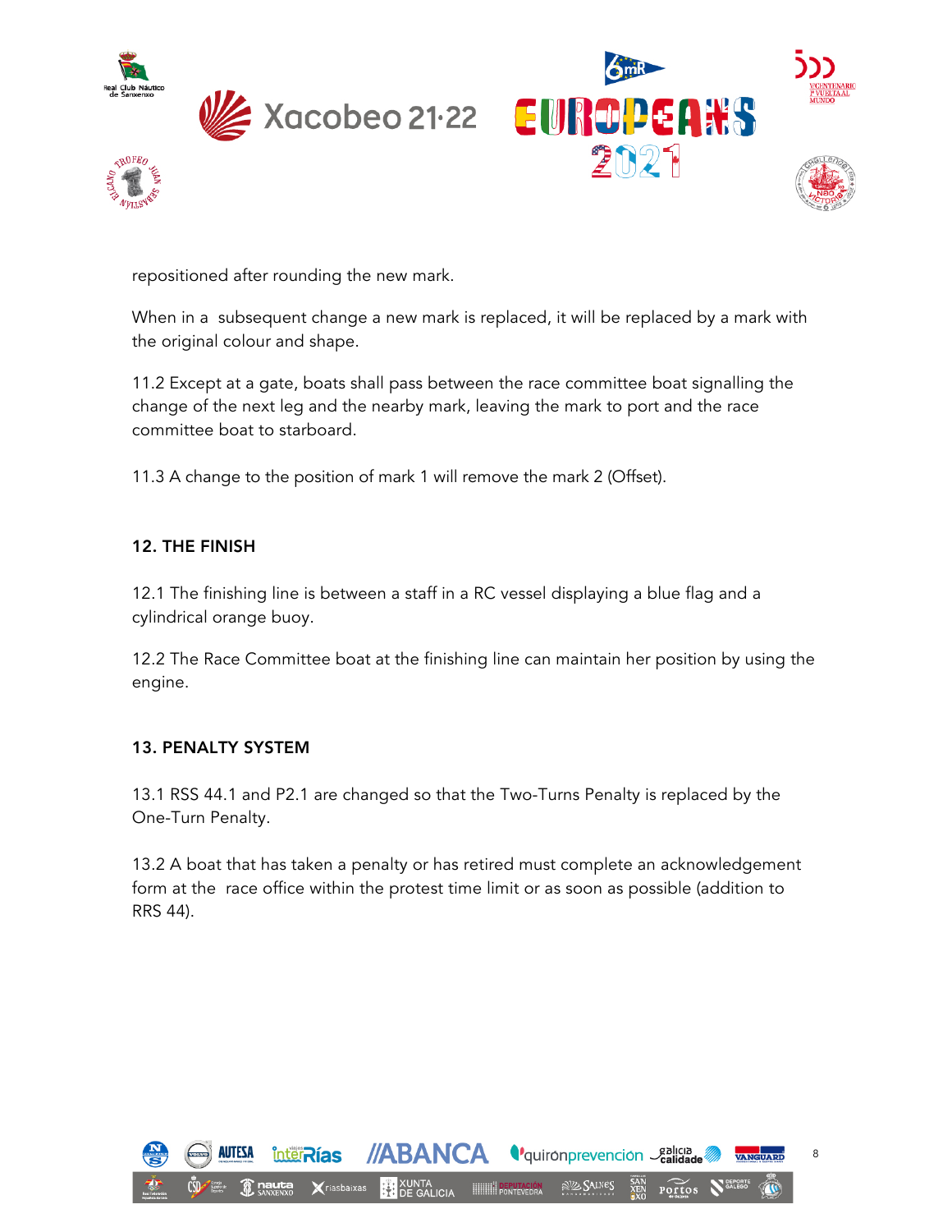repositioned after rounding the new mark.

When in a  subsequent change a new mark is replaced, it will be replaced by a mark with the original colour and shape.

11.2 Except at a gate, boats shall pass between the race committee boat signalling the change of the next leg and the nearby mark, leaving the mark to port and the race committee boat to starboard.

11.3 A change to the position of mark 1 will remove the mark 2 (Offset).

## 12. THE FINISH

12.1 The finishing line is between a staff in a RC vessel displaying a blue flag and a cylindrical orange buoy.

12.2 The Race Committee boat at the finishing line can maintain her position by using the engine.

## 13. PENALTY SYSTEM

13.1 RSS 44.1 and P2.1 are changed so that the Two-Turns Penalty is replaced by the One-Turn Penalty.

13.2 A boat that has taken a penalty or has retired must complete an acknowledgement form at the  race office within the protest time limit or as soon as possible (addition to RRS 44).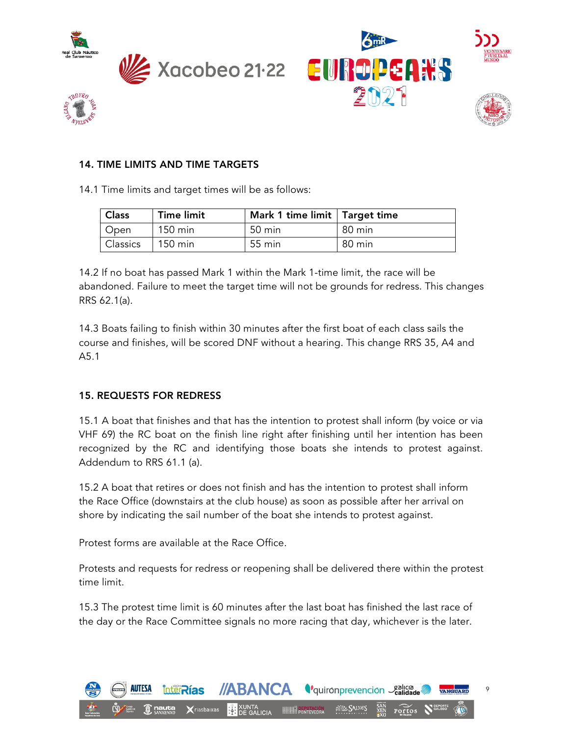## 14. TIME LIMITS AND TIME TARGETS

14.1 Time limits and target times will be as follows:

| Class | Time limit | Mark 1 time limit | Target time |
|---|---|---|---|
| Open | 150 min | 50 min | 80 min |
| Classics | 150 min | 55 min | 80 min |

14.2 If no boat has passed Mark 1 within the Mark 1-time limit, the race will be abandoned. Failure to meet the target time will not be grounds for redress. This changes RRS 62.1(a).

14.3 Boats failing to finish within 30 minutes after the first boat of each class sails the course and finishes, will be scored DNF without a hearing. This change RRS 35, A4 and A5.1

## 15. REQUESTS FOR REDRESS

15.1 A boat that finishes and that has the intention to protest shall inform (by voice or via VHF 69) the RC boat on the finish line right after finishing until her intention has been recognized by the RC and identifying those boats she intends to protest against. Addendum to RRS 61.1 (a).

15.2 A boat that retires or does not finish and has the intention to protest shall inform the Race Office (downstairs at the club house) as soon as possible after her arrival on shore by indicating the sail number of the boat she intends to protest against.

Protest forms are available at the Race Office.

Protests and requests for redress or reopening shall be delivered there within the protest time limit.

15.3 The protest time limit is 60 minutes after the last boat has finished the last race of the day or the Race Committee signals no more racing that day, whichever is the later.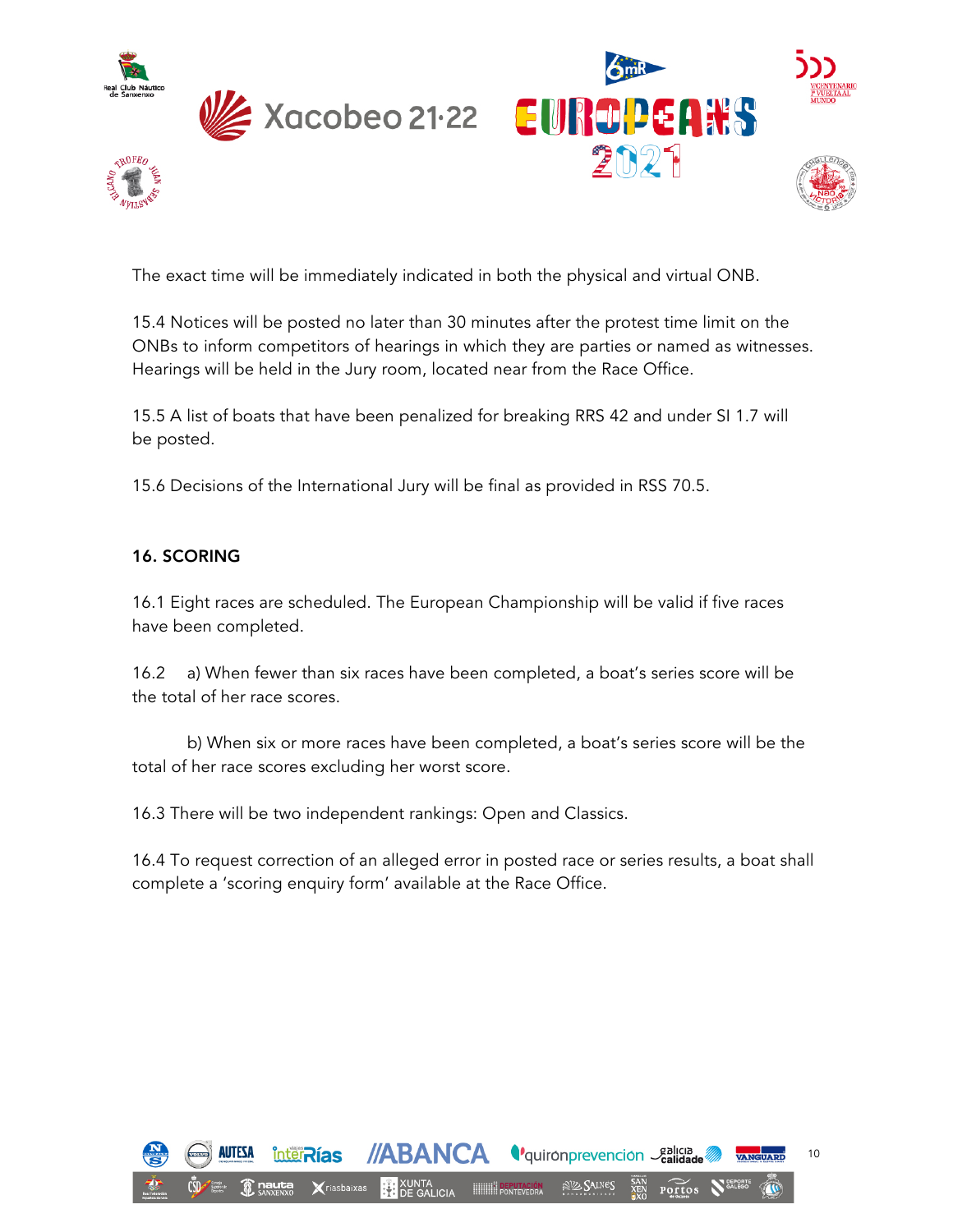The exact time will be immediately indicated in both the physical and virtual ONB.

15.4 Notices will be posted no later than 30 minutes after the protest time limit on the ONBs to inform competitors of hearings in which they are parties or named as witnesses. Hearings will be held in the Jury room, located near from the Race Office.

15.5 A list of boats that have been penalized for breaking RRS 42 and under SI 1.7 will be posted.

15.6 Decisions of the International Jury will be final as provided in RSS 70.5.

## 16. SCORING

16.1 Eight races are scheduled. The European Championship will be valid if five races have been completed.

16.2 a) When fewer than six races have been completed, a boat's series score will be the total of her race scores.

b) When six or more races have been completed, a boat's series score will be the total of her race scores excluding her worst score.

16.3 There will be two independent rankings: Open and Classics.

16.4 To request correction of an alleged error in posted race or series results, a boat shall complete a 'scoring enquiry form' available at the Race Office.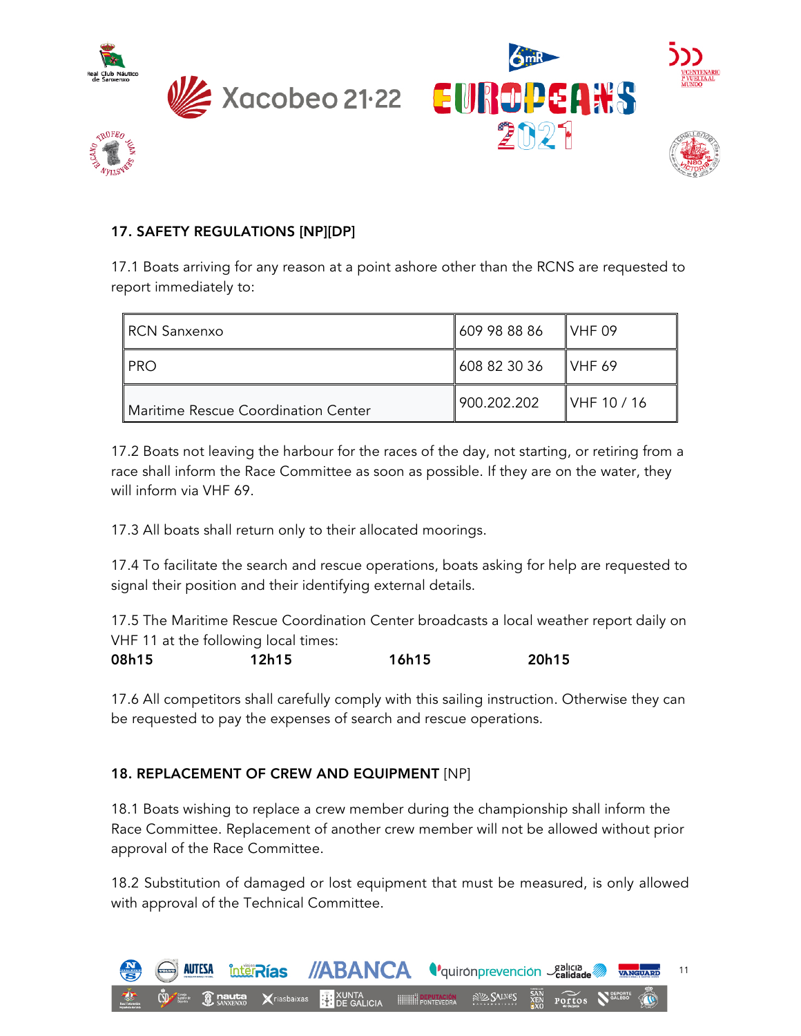## 17. SAFETY REGULATIONS [NP][DP]

17.1 Boats arriving for any reason at a point ashore other than the RCNS are requested to report immediately to:

| RCN Sanxenxo | 609 98 88 86 | VHF 09 |
|---|---|---|
| PRO | 608 82 30 36 | VHF 69 |
| Maritime Rescue Coordination Center | 900.202.202 | VHF 10 / 16 |

17.2 Boats not leaving the harbour for the races of the day, not starting, or retiring from a race shall inform the Race Committee as soon as possible. If they are on the water, they will inform via VHF 69.

17.3 All boats shall return only to their allocated moorings.

17.4 To facilitate the search and rescue operations, boats asking for help are requested to signal their position and their identifying external details.

17.5 The Maritime Rescue Coordination Center broadcasts a local weather report daily on VHF 11 at the following local times:

**08h15** **12h15** **16h15** **20h15**

17.6 All competitors shall carefully comply with this sailing instruction. Otherwise they can be requested to pay the expenses of search and rescue operations.

## 18. REPLACEMENT OF CREW AND EQUIPMENT [NP]

18.1 Boats wishing to replace a crew member during the championship shall inform the Race Committee. Replacement of another crew member will not be allowed without prior approval of the Race Committee.

18.2 Substitution of damaged or lost equipment that must be measured, is only allowed with approval of the Technical Committee.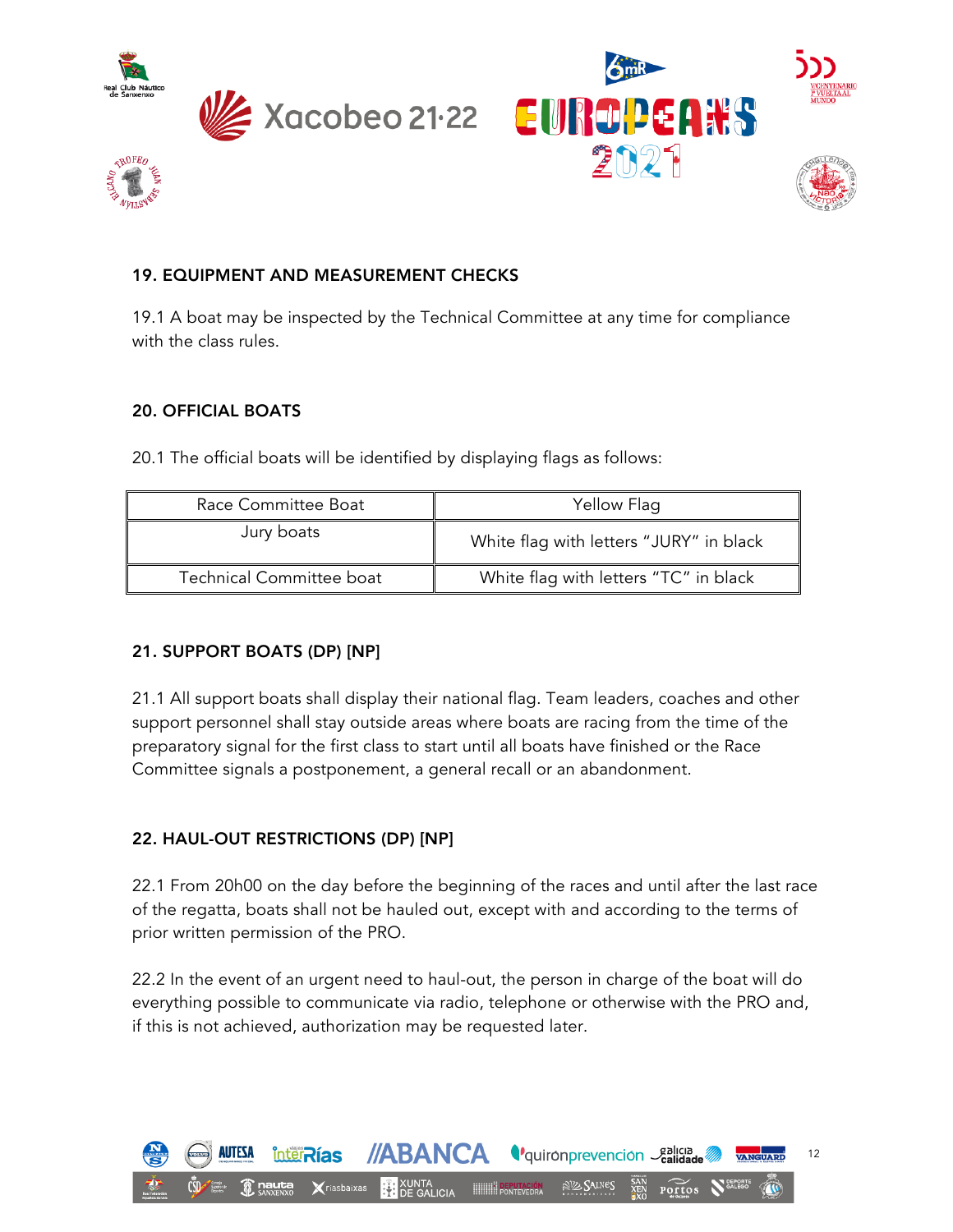## 19. EQUIPMENT AND MEASUREMENT CHECKS

19.1 A boat may be inspected by the Technical Committee at any time for compliance with the class rules.

## 20. OFFICIAL BOATS

20.1 The official boats will be identified by displaying flags as follows:

| Race Committee Boat | Yellow Flag |
|---|---|
| Jury boats | White flag with letters "JURY" in black |
| Technical Committee boat | White flag with letters "TC" in black |

## 21. SUPPORT BOATS (DP) [NP]

21.1 All support boats shall display their national flag. Team leaders, coaches and other support personnel shall stay outside areas where boats are racing from the time of the preparatory signal for the first class to start until all boats have finished or the Race Committee signals a postponement, a general recall or an abandonment.

## 22. HAUL-OUT RESTRICTIONS (DP) [NP]

22.1 From 20h00 on the day before the beginning of the races and until after the last race of the regatta, boats shall not be hauled out, except with and according to the terms of prior written permission of the PRO.

22.2 In the event of an urgent need to haul-out, the person in charge of the boat will do everything possible to communicate via radio, telephone or otherwise with the PRO and, if this is not achieved, authorization may be requested later.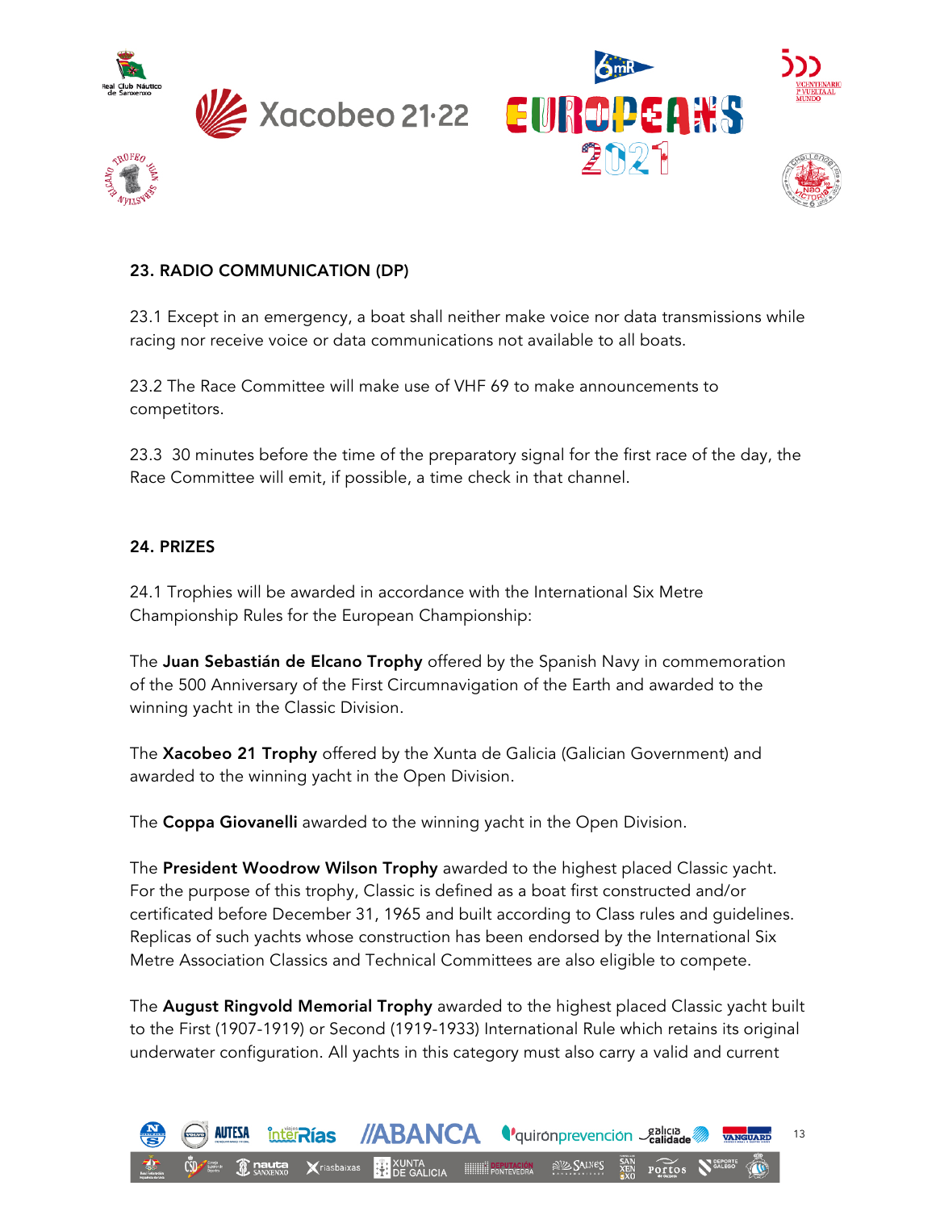## 23. RADIO COMMUNICATION (DP)

23.1 Except in an emergency, a boat shall neither make voice nor data transmissions while racing nor receive voice or data communications not available to all boats.

23.2 The Race Committee will make use of VHF 69 to make announcements to competitors.

23.3  30 minutes before the time of the preparatory signal for the first race of the day, the Race Committee will emit, if possible, a time check in that channel.

## 24. PRIZES

24.1 Trophies will be awarded in accordance with the International Six Metre Championship Rules for the European Championship:

The **Juan Sebastián de Elcano Trophy** offered by the Spanish Navy in commemoration of the 500 Anniversary of the First Circumnavigation of the Earth and awarded to the winning yacht in the Classic Division.

The **Xacobeo 21 Trophy** offered by the Xunta de Galicia (Galician Government) and awarded to the winning yacht in the Open Division.

The **Coppa Giovanelli** awarded to the winning yacht in the Open Division.

The **President Woodrow Wilson Trophy** awarded to the highest placed Classic yacht. For the purpose of this trophy, Classic is defined as a boat first constructed and/or certificated before December 31, 1965 and built according to Class rules and guidelines. Replicas of such yachts whose construction has been endorsed by the International Six Metre Association Classics and Technical Committees are also eligible to compete.

The **August Ringvold Memorial Trophy** awarded to the highest placed Classic yacht built to the First (1907-1919) or Second (1919-1933) International Rule which retains its original underwater configuration. All yachts in this category must also carry a valid and current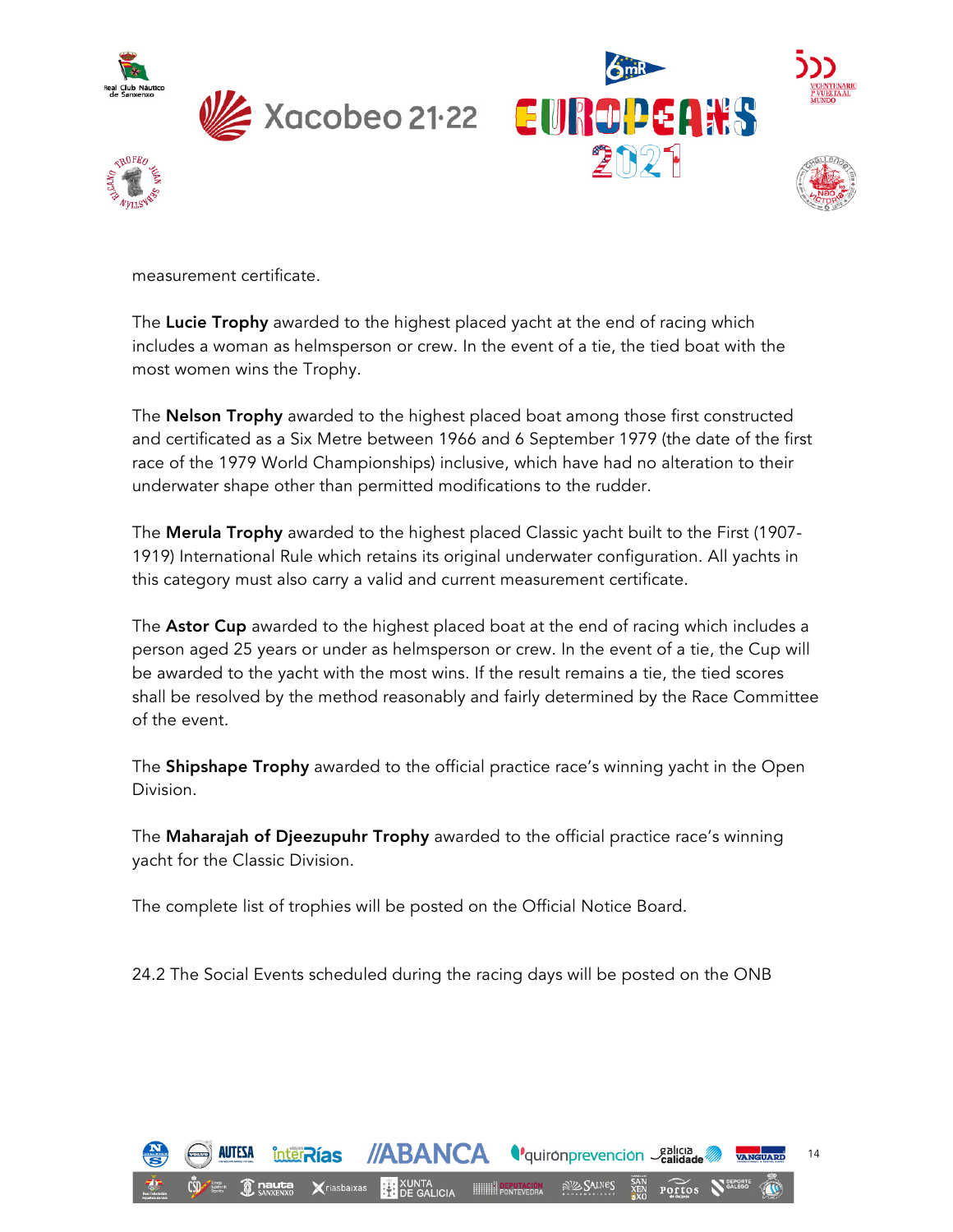measurement certificate.

The **Lucie Trophy** awarded to the highest placed yacht at the end of racing which includes a woman as helmsperson or crew. In the event of a tie, the tied boat with the most women wins the Trophy.

The **Nelson Trophy** awarded to the highest placed boat among those first constructed and certificated as a Six Metre between 1966 and 6 September 1979 (the date of the first race of the 1979 World Championships) inclusive, which have had no alteration to their underwater shape other than permitted modifications to the rudder.

The **Merula Trophy** awarded to the highest placed Classic yacht built to the First (1907-1919) International Rule which retains its original underwater configuration. All yachts in this category must also carry a valid and current measurement certificate.

The **Astor Cup** awarded to the highest placed boat at the end of racing which includes a person aged 25 years or under as helmsperson or crew. In the event of a tie, the Cup will be awarded to the yacht with the most wins. If the result remains a tie, the tied scores shall be resolved by the method reasonably and fairly determined by the Race Committee of the event.

The **Shipshape Trophy** awarded to the official practice race's winning yacht in the Open Division.

The **Maharajah of Djeezupuhr Trophy** awarded to the official practice race's winning yacht for the Classic Division.

The complete list of trophies will be posted on the Official Notice Board.

24.2 The Social Events scheduled during the racing days will be posted on the ONB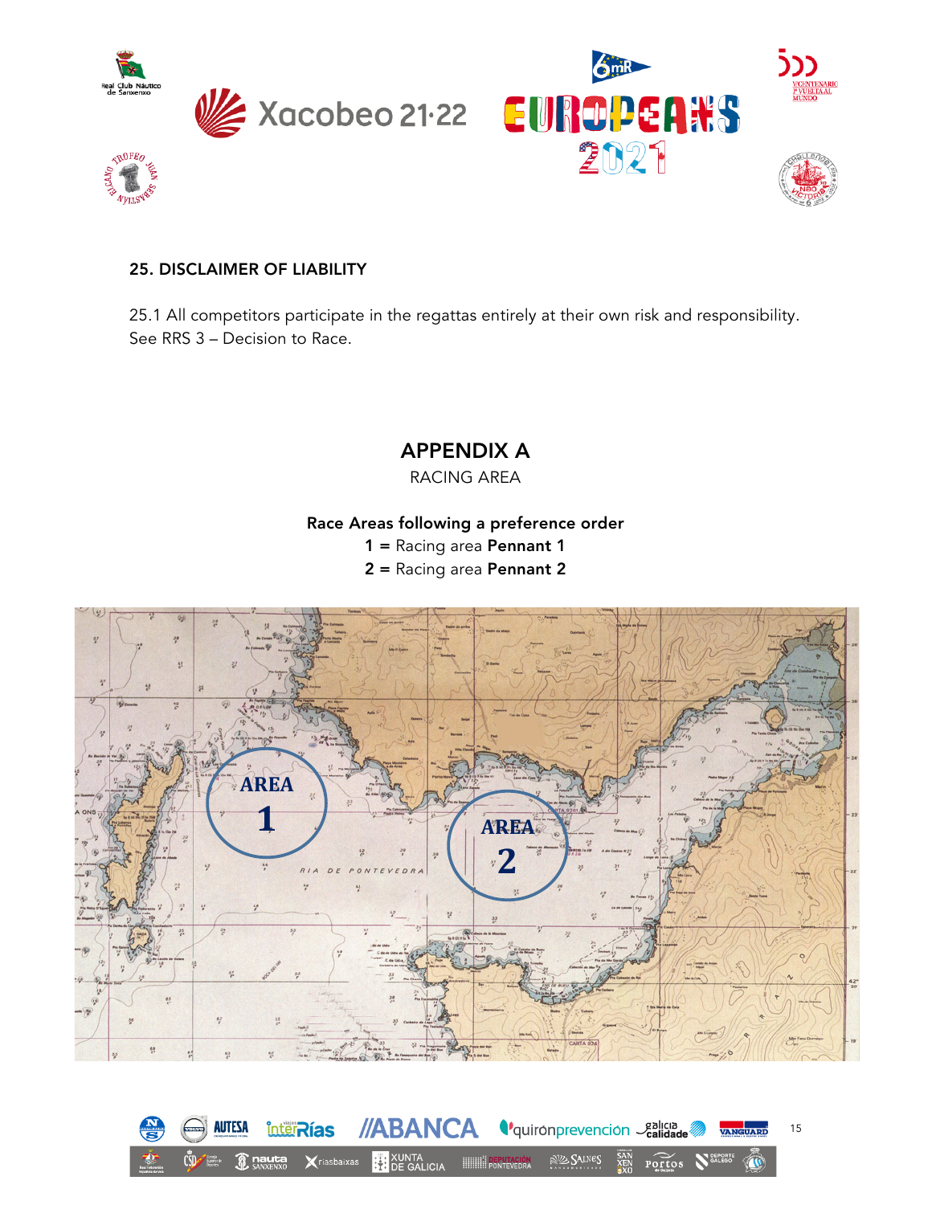## 25. DISCLAIMER OF LIABILITY

25.1 All competitors participate in the regattas entirely at their own risk and responsibility. See RRS 3 – Decision to Race.

## APPENDIX A

RACING AREA

**Race Areas following a preference order**

**1** = Racing area **Pennant 1**

**2** = Racing area **Pennant 2**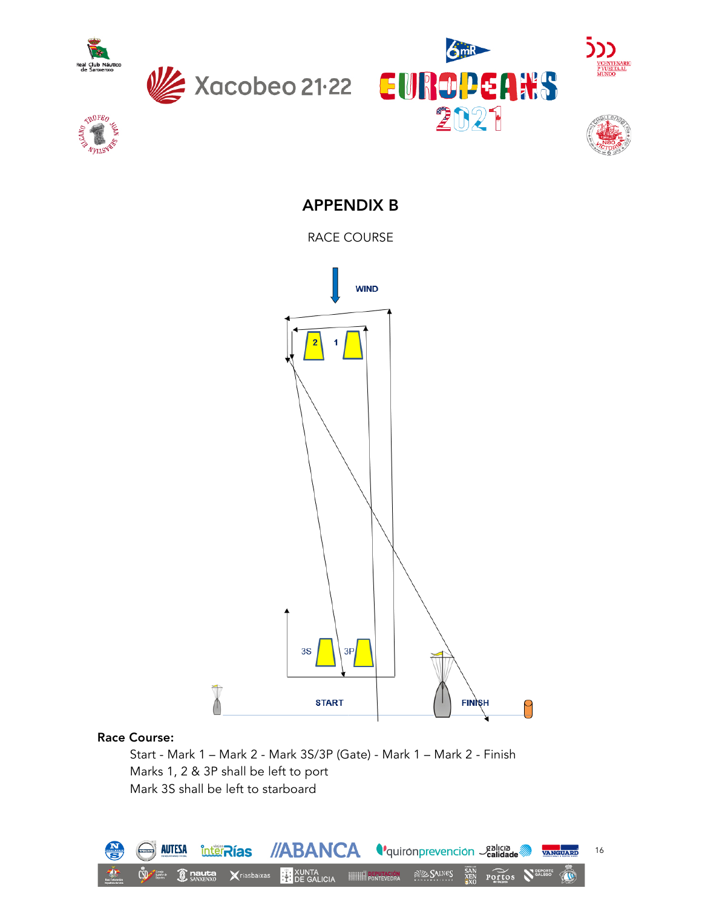# APPENDIX B

RACE COURSE

WIND

2 1

3S 3P

START FINISH

**Race Course:**

Start - Mark 1 – Mark 2 - Mark 3S/3P (Gate) - Mark 1 – Mark 2 - Finish
Marks 1, 2 & 3P shall be left to port
Mark 3S shall be left to starboard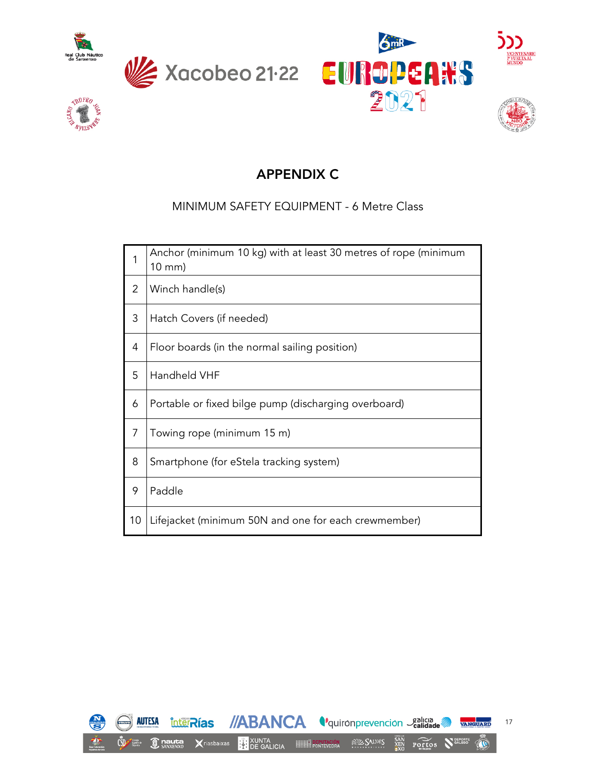# APPENDIX C

MINIMUM SAFETY EQUIPMENT - 6 Metre Class

| | |
|---|---|
| 1 | Anchor (minimum 10 kg) with at least 30 metres of rope (minimum 10 mm) |
| 2 | Winch handle(s) |
| 3 | Hatch Covers (if needed) |
| 4 | Floor boards (in the normal sailing position) |
| 5 | Handheld VHF |
| 6 | Portable or fixed bilge pump (discharging overboard) |
| 7 | Towing rope (minimum 15 m) |
| 8 | Smartphone (for eStela tracking system) |
| 9 | Paddle |
| 10 | Lifejacket (minimum 50N and one for each crewmember) |